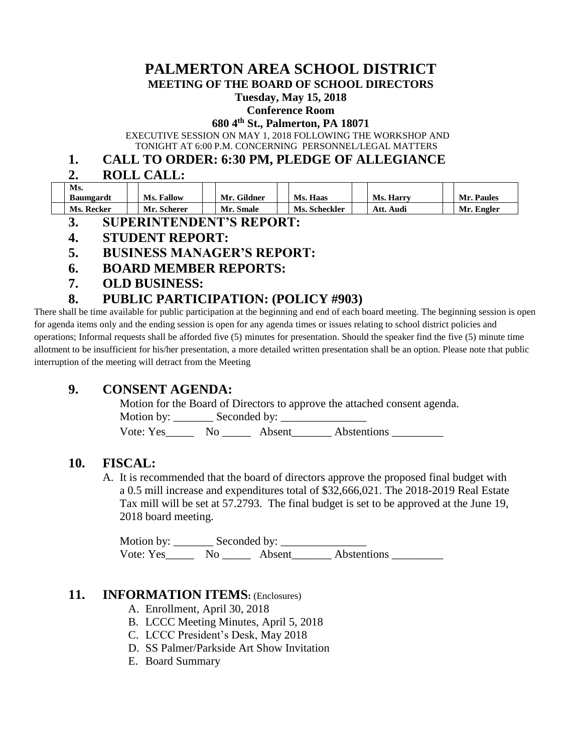# PALMERTON AREA SCHOOL DISTRICT

**MEETING OF THE BOARD OF SCHOOL DIRECTORS**

**Tuesday, May 15, 2018**

**Conference Room**

**680 4th St., Palmerton, PA 18071**

EXECUTIVE SESSION ON MAY 1, 2018 FOLLOWING THE WORKSHOP AND TONIGHT AT 6:00 P.M. CONCERNING PERSONNEL/LEGAL MATTERS

## 1. CALL TO ORDER: 6:30 PM, PLEDGE OF ALLEGIANCE

## 2. ROLL CALL:

| | | | | | | | | | | | |
|---|---|---|---|---|---|---|---|---|---|---|---|
| | **Ms. Baumgardt** | | **Ms. Fallow** | | **Mr. Gildner** | | **Ms. Haas** | | **Ms. Harry** | | **Mr. Paules** |
| | **Ms. Recker** | | **Mr. Scherer** | | **Mr. Smale** | | **Ms. Scheckler** | | **Att. Audi** | | **Mr. Engler** |

## 3. SUPERINTENDENT'S REPORT:

## 4. STUDENT REPORT:

## 5. BUSINESS MANAGER'S REPORT:

## 6. BOARD MEMBER REPORTS:

## 7. OLD BUSINESS:

## 8. PUBLIC PARTICIPATION: (POLICY #903)

There shall be time available for public participation at the beginning and end of each board meeting. The beginning session is open for agenda items only and the ending session is open for any agenda times or issues relating to school district policies and operations; Informal requests shall be afforded five (5) minutes for presentation. Should the speaker find the five (5) minute time allotment to be insufficient for his/her presentation, a more detailed written presentation shall be an option. Please note that public interruption of the meeting will detract from the Meeting

## 9. CONSENT AGENDA:

Motion for the Board of Directors to approve the attached consent agenda.

Motion by: _______ Seconded by: _______________

Vote: Yes_____ No _____ Absent_______ Abstentions _________

## 10. FISCAL:

A. It is recommended that the board of directors approve the proposed final budget with a 0.5 mill increase and expenditures total of $32,666,021. The 2018-2019 Real Estate Tax mill will be set at 57.2793. The final budget is set to be approved at the June 19, 2018 board meeting.

Motion by: _______ Seconded by: _______________

Vote: Yes_____ No _____ Absent_______ Abstentions _________

## 11. INFORMATION ITEMS: (Enclosures)

A. Enrollment, April 30, 2018
B. LCCC Meeting Minutes, April 5, 2018
C. LCCC President's Desk, May 2018
D. SS Palmer/Parkside Art Show Invitation
E. Board Summary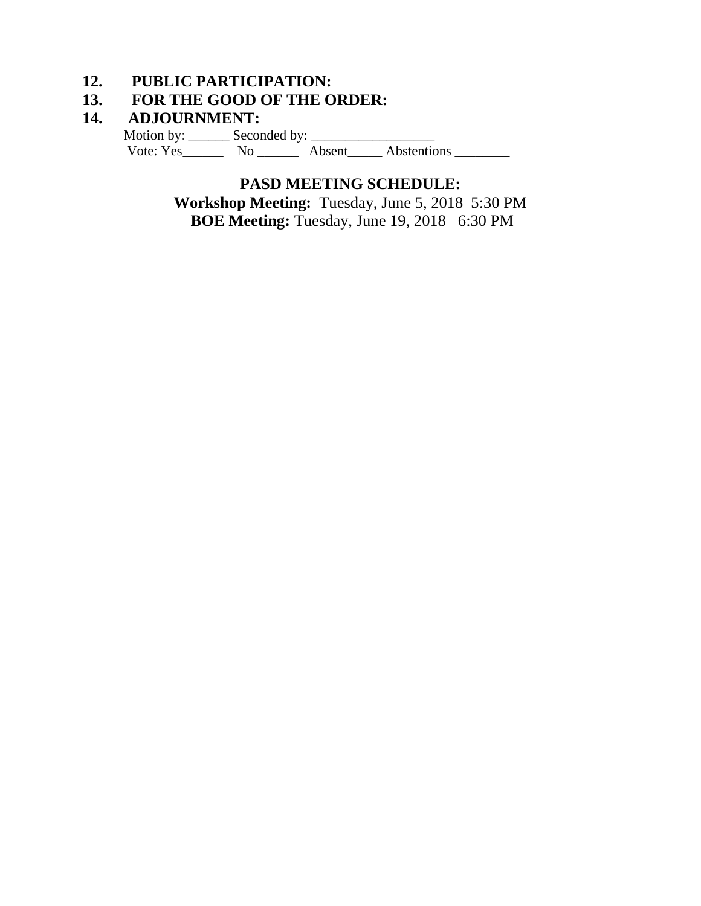**12. PUBLIC PARTICIPATION:**

**13. FOR THE GOOD OF THE ORDER:**

**14. ADJOURNMENT:**

Motion by: ______ Seconded by: __________________

Vote: Yes______ No ______ Absent_____ Abstentions ________

**PASD MEETING SCHEDULE:**

**Workshop Meeting:** Tuesday, June 5, 2018 5:30 PM

**BOE Meeting:** Tuesday, June 19, 2018 6:30 PM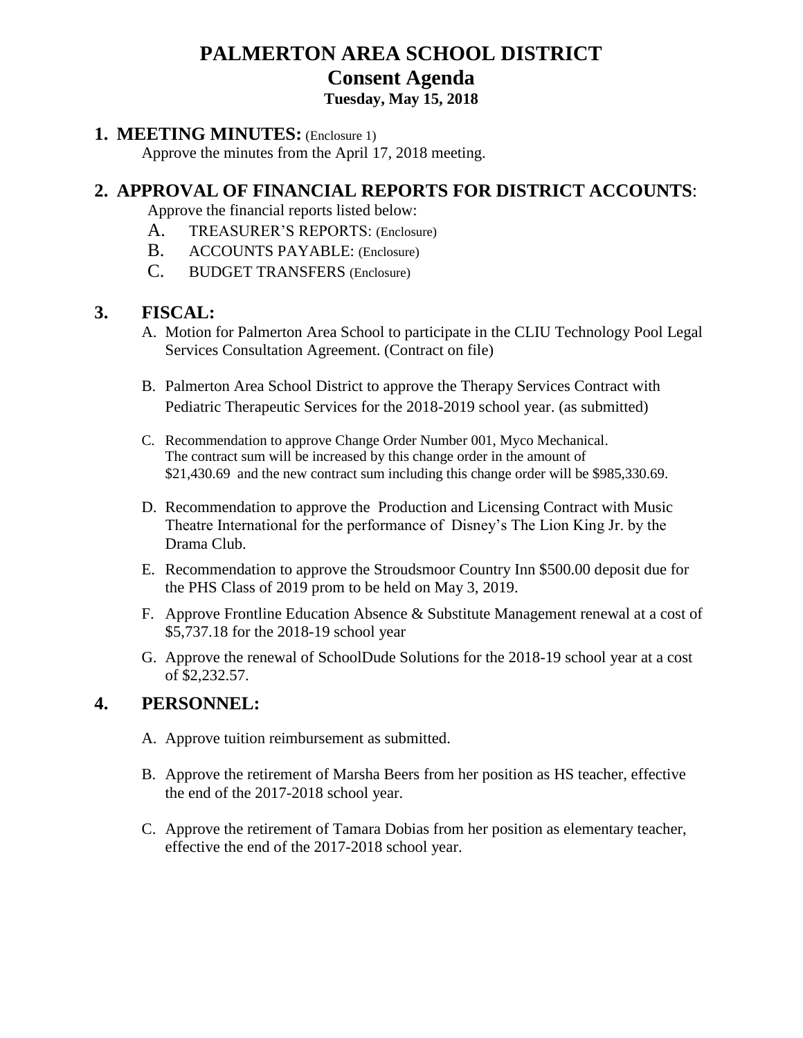# PALMERTON AREA SCHOOL DISTRICT
## Consent Agenda
### Tuesday, May 15, 2018

## 1. MEETING MINUTES: (Enclosure 1)

Approve the minutes from the April 17, 2018 meeting.

## 2. APPROVAL OF FINANCIAL REPORTS FOR DISTRICT ACCOUNTS:

Approve the financial reports listed below:

A. TREASURER'S REPORTS: (Enclosure)
B. ACCOUNTS PAYABLE: (Enclosure)
C. BUDGET TRANSFERS (Enclosure)

## 3. FISCAL:

A. Motion for Palmerton Area School to participate in the CLIU Technology Pool Legal Services Consultation Agreement. (Contract on file)

B. Palmerton Area School District to approve the Therapy Services Contract with Pediatric Therapeutic Services for the 2018-2019 school year. (as submitted)

C. Recommendation to approve Change Order Number 001, Myco Mechanical. The contract sum will be increased by this change order in the amount of $21,430.69 and the new contract sum including this change order will be $985,330.69.

D. Recommendation to approve the Production and Licensing Contract with Music Theatre International for the performance of Disney's The Lion King Jr. by the Drama Club.

E. Recommendation to approve the Stroudsmoor Country Inn $500.00 deposit due for the PHS Class of 2019 prom to be held on May 3, 2019.

F. Approve Frontline Education Absence & Substitute Management renewal at a cost of $5,737.18 for the 2018-19 school year

G. Approve the renewal of SchoolDude Solutions for the 2018-19 school year at a cost of $2,232.57.

## 4. PERSONNEL:

A. Approve tuition reimbursement as submitted.

B. Approve the retirement of Marsha Beers from her position as HS teacher, effective the end of the 2017-2018 school year.

C. Approve the retirement of Tamara Dobias from her position as elementary teacher, effective the end of the 2017-2018 school year.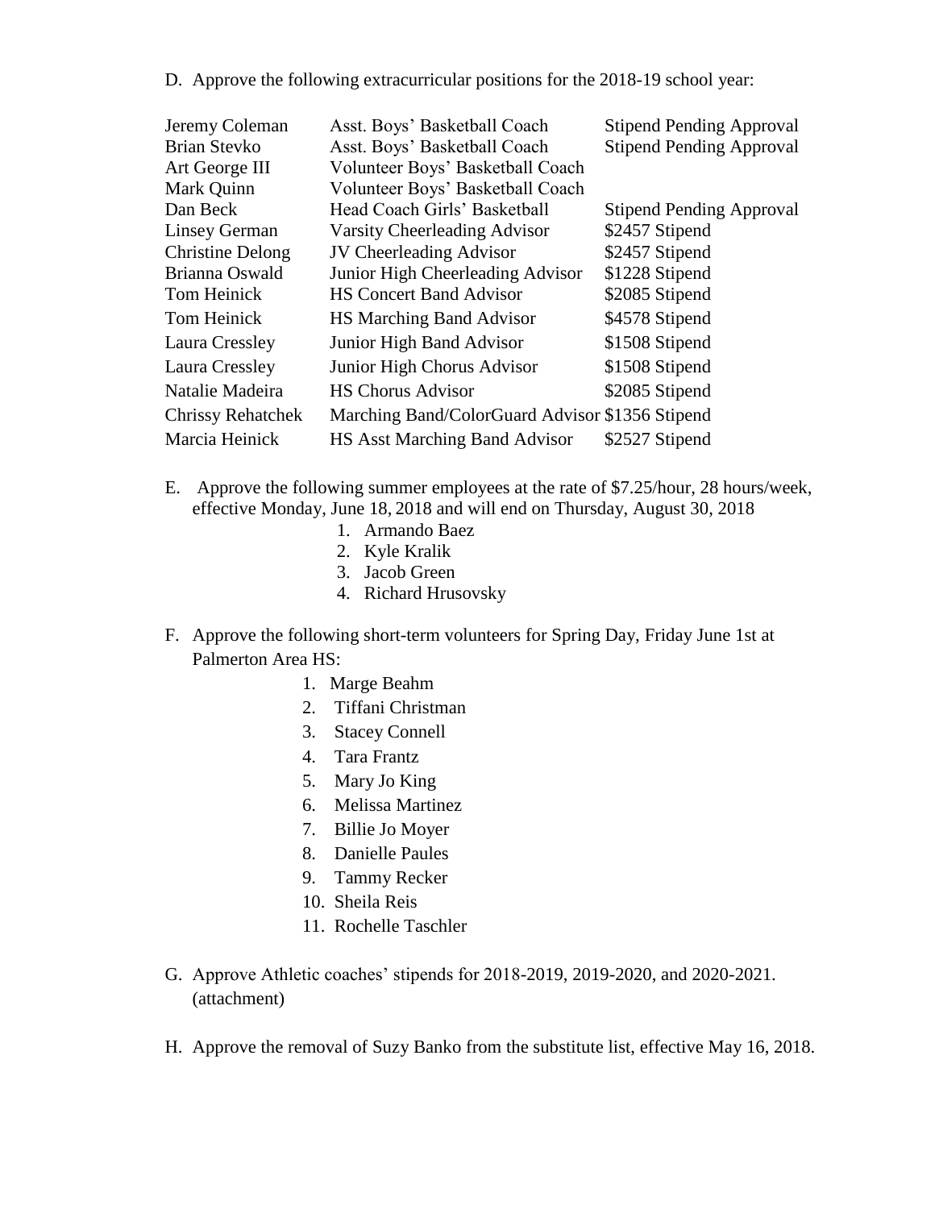D. Approve the following extracurricular positions for the 2018-19 school year:

| | | |
|---|---|---|
| Jeremy Coleman | Asst. Boys' Basketball Coach | Stipend Pending Approval |
| Brian Stevko | Asst. Boys' Basketball Coach | Stipend Pending Approval |
| Art George III | Volunteer Boys' Basketball Coach | |
| Mark Quinn | Volunteer Boys' Basketball Coach | |
| Dan Beck | Head Coach Girls' Basketball | Stipend Pending Approval |
| Linsey German | Varsity Cheerleading Advisor | $2457 Stipend |
| Christine Delong | JV Cheerleading Advisor | $2457 Stipend |
| Brianna Oswald | Junior High Cheerleading Advisor | $1228 Stipend |
| Tom Heinick | HS Concert Band Advisor | $2085 Stipend |
| Tom Heinick | HS Marching Band Advisor | $4578 Stipend |
| Laura Cressley | Junior High Band Advisor | $1508 Stipend |
| Laura Cressley | Junior High Chorus Advisor | $1508 Stipend |
| Natalie Madeira | HS Chorus Advisor | $2085 Stipend |
| Chrissy Rehatchek | Marching Band/ColorGuard Advisor | $1356 Stipend |
| Marcia Heinick | HS Asst Marching Band Advisor | $2527 Stipend |

E. Approve the following summer employees at the rate of $7.25/hour, 28 hours/week, effective Monday, June 18, 2018 and will end on Thursday, August 30, 2018

1. Armando Baez
2. Kyle Kralik
3. Jacob Green
4. Richard Hrusovsky

F. Approve the following short-term volunteers for Spring Day, Friday June 1st at Palmerton Area HS:

1. Marge Beahm
2. Tiffani Christman
3. Stacey Connell
4. Tara Frantz
5. Mary Jo King
6. Melissa Martinez
7. Billie Jo Moyer
8. Danielle Paules
9. Tammy Recker
10. Sheila Reis
11. Rochelle Taschler

G. Approve Athletic coaches' stipends for 2018-2019, 2019-2020, and 2020-2021. (attachment)

H. Approve the removal of Suzy Banko from the substitute list, effective May 16, 2018.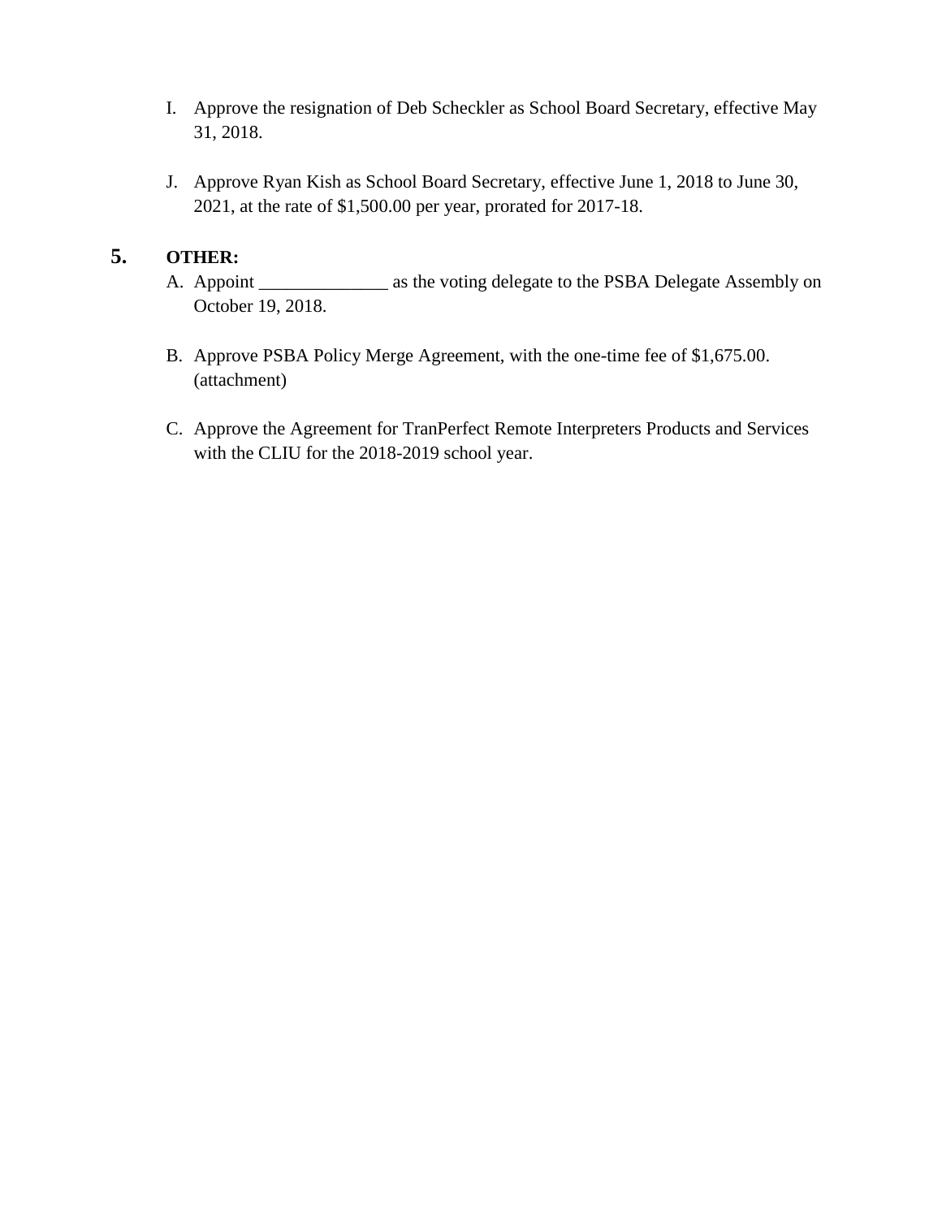I. Approve the resignation of Deb Scheckler as School Board Secretary, effective May 31, 2018.

J. Approve Ryan Kish as School Board Secretary, effective June 1, 2018 to June 30, 2021, at the rate of $1,500.00 per year, prorated for 2017-18.

## 5. OTHER:

A. Appoint ______________ as the voting delegate to the PSBA Delegate Assembly on October 19, 2018.

B. Approve PSBA Policy Merge Agreement, with the one-time fee of $1,675.00. (attachment)

C. Approve the Agreement for TranPerfect Remote Interpreters Products and Services with the CLIU for the 2018-2019 school year.